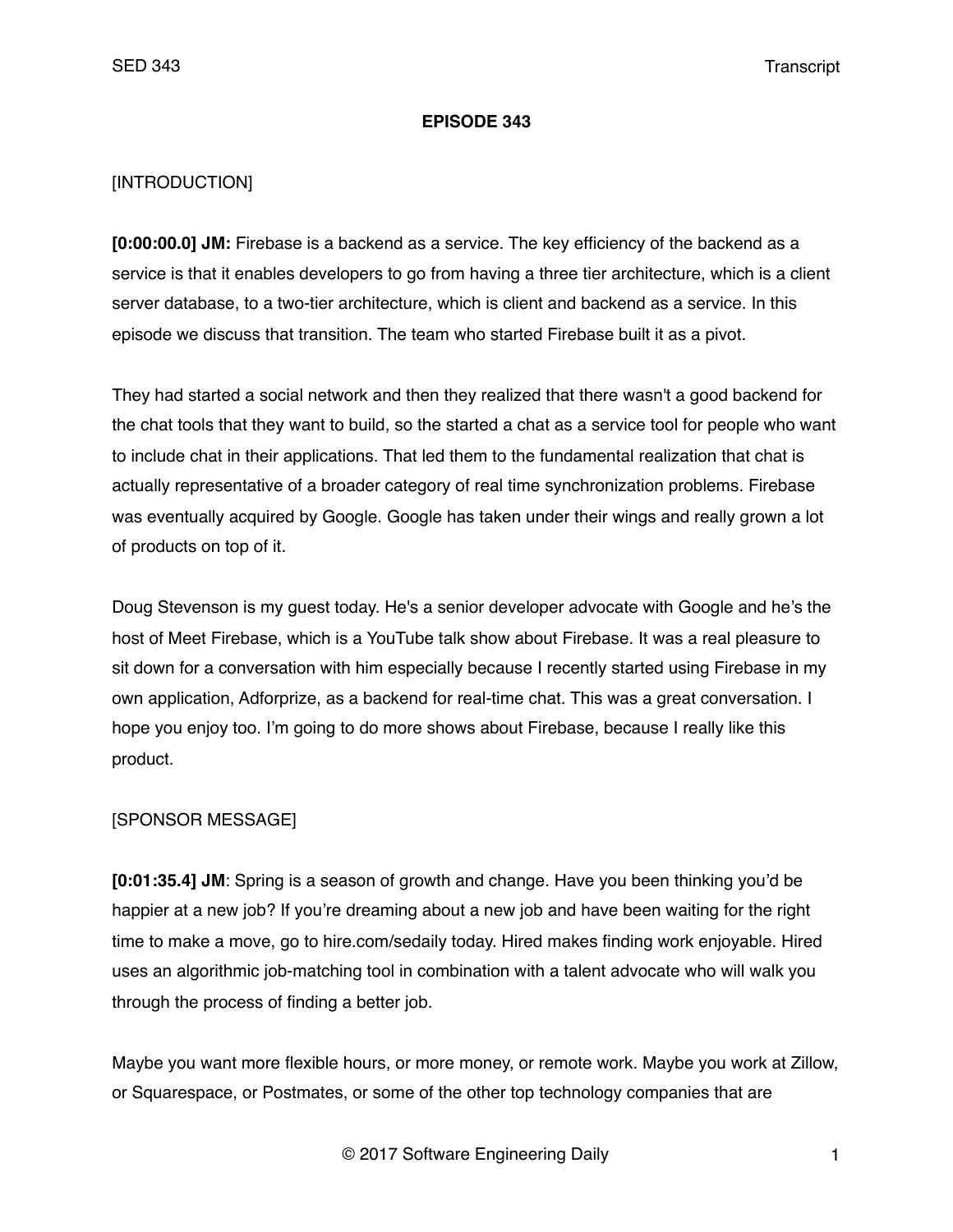# EPISODE 343

[INTRODUCTION]

**[0:00:00.0] JM:** Firebase is a backend as a service. The key efficiency of the backend as a service is that it enables developers to go from having a three tier architecture, which is a client server database, to a two-tier architecture, which is client and backend as a service. In this episode we discuss that transition. The team who started Firebase built it as a pivot.

They had started a social network and then they realized that there wasn't a good backend for the chat tools that they want to build, so the started a chat as a service tool for people who want to include chat in their applications. That led them to the fundamental realization that chat is actually representative of a broader category of real time synchronization problems. Firebase was eventually acquired by Google. Google has taken under their wings and really grown a lot of products on top of it.

Doug Stevenson is my guest today. He's a senior developer advocate with Google and he's the host of Meet Firebase, which is a YouTube talk show about Firebase. It was a real pleasure to sit down for a conversation with him especially because I recently started using Firebase in my own application, Adforprize, as a backend for real-time chat. This was a great conversation. I hope you enjoy too. I'm going to do more shows about Firebase, because I really like this product.

[SPONSOR MESSAGE]

**[0:01:35.4] JM**: Spring is a season of growth and change. Have you been thinking you'd be happier at a new job? If you're dreaming about a new job and have been waiting for the right time to make a move, go to hire.com/sedaily today. Hired makes finding work enjoyable. Hired uses an algorithmic job-matching tool in combination with a talent advocate who will walk you through the process of finding a better job.

Maybe you want more flexible hours, or more money, or remote work. Maybe you work at Zillow, or Squarespace, or Postmates, or some of the other top technology companies that are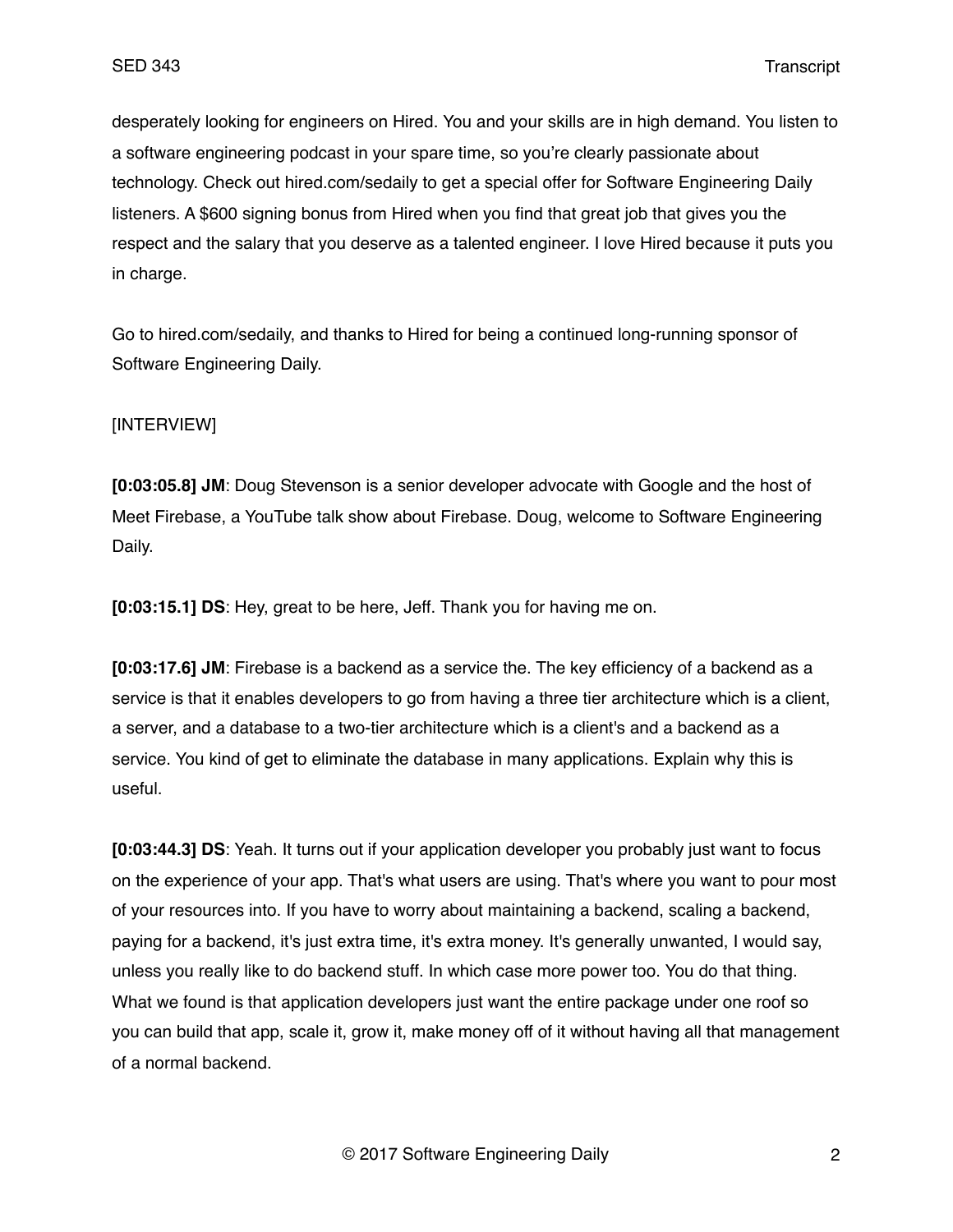desperately looking for engineers on Hired. You and your skills are in high demand. You listen to a software engineering podcast in your spare time, so you're clearly passionate about technology. Check out hired.com/sedaily to get a special offer for Software Engineering Daily listeners. A $600 signing bonus from Hired when you find that great job that gives you the respect and the salary that you deserve as a talented engineer. I love Hired because it puts you in charge.

Go to hired.com/sedaily, and thanks to Hired for being a continued long-running sponsor of Software Engineering Daily.

[INTERVIEW]

**[0:03:05.8] JM**: Doug Stevenson is a senior developer advocate with Google and the host of Meet Firebase, a YouTube talk show about Firebase. Doug, welcome to Software Engineering Daily.

**[0:03:15.1] DS**: Hey, great to be here, Jeff. Thank you for having me on.

**[0:03:17.6] JM**: Firebase is a backend as a service the. The key efficiency of a backend as a service is that it enables developers to go from having a three tier architecture which is a client, a server, and a database to a two-tier architecture which is a client's and a backend as a service. You kind of get to eliminate the database in many applications. Explain why this is useful.

**[0:03:44.3] DS**: Yeah. It turns out if your application developer you probably just want to focus on the experience of your app. That's what users are using. That's where you want to pour most of your resources into. If you have to worry about maintaining a backend, scaling a backend, paying for a backend, it's just extra time, it's extra money. It's generally unwanted, I would say, unless you really like to do backend stuff. In which case more power too. You do that thing. What we found is that application developers just want the entire package under one roof so you can build that app, scale it, grow it, make money off of it without having all that management of a normal backend.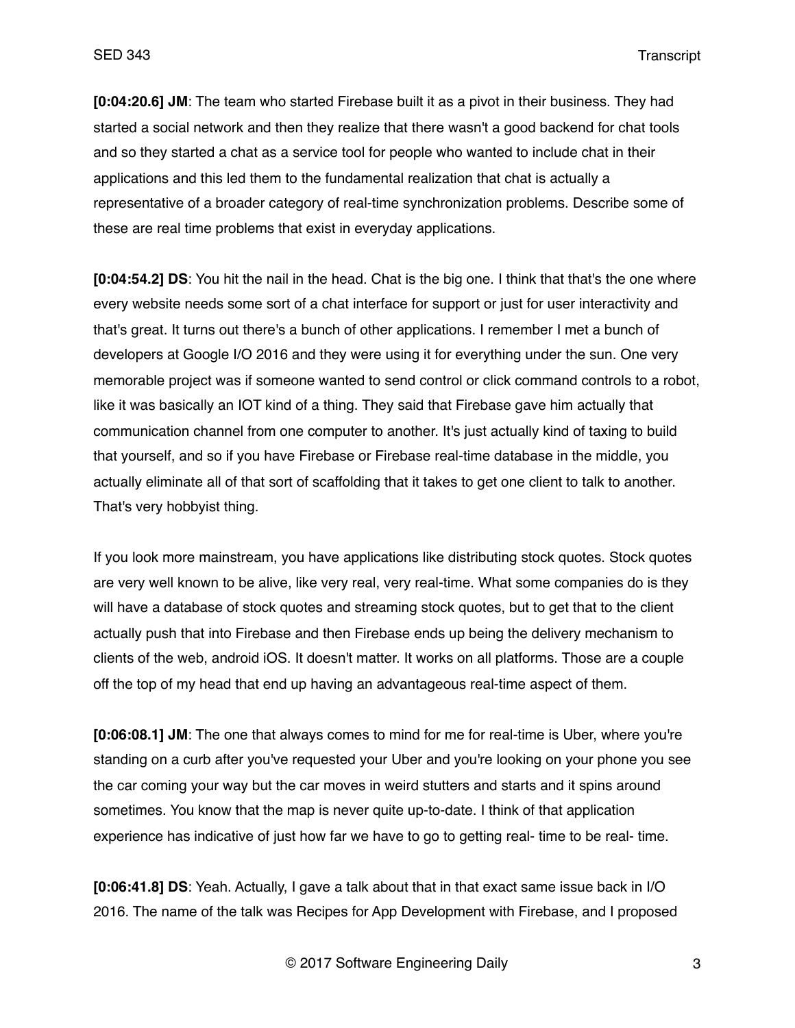**[0:04:20.6] JM**: The team who started Firebase built it as a pivot in their business. They had started a social network and then they realize that there wasn't a good backend for chat tools and so they started a chat as a service tool for people who wanted to include chat in their applications and this led them to the fundamental realization that chat is actually a representative of a broader category of real-time synchronization problems. Describe some of these are real time problems that exist in everyday applications.

**[0:04:54.2] DS**: You hit the nail in the head. Chat is the big one. I think that that's the one where every website needs some sort of a chat interface for support or just for user interactivity and that's great. It turns out there's a bunch of other applications. I remember I met a bunch of developers at Google I/O 2016 and they were using it for everything under the sun. One very memorable project was if someone wanted to send control or click command controls to a robot, like it was basically an IOT kind of a thing. They said that Firebase gave him actually that communication channel from one computer to another. It's just actually kind of taxing to build that yourself, and so if you have Firebase or Firebase real-time database in the middle, you actually eliminate all of that sort of scaffolding that it takes to get one client to talk to another. That's very hobbyist thing.

If you look more mainstream, you have applications like distributing stock quotes. Stock quotes are very well known to be alive, like very real, very real-time. What some companies do is they will have a database of stock quotes and streaming stock quotes, but to get that to the client actually push that into Firebase and then Firebase ends up being the delivery mechanism to clients of the web, android iOS. It doesn't matter. It works on all platforms. Those are a couple off the top of my head that end up having an advantageous real-time aspect of them.

**[0:06:08.1] JM**: The one that always comes to mind for me for real-time is Uber, where you're standing on a curb after you've requested your Uber and you're looking on your phone you see the car coming your way but the car moves in weird stutters and starts and it spins around sometimes. You know that the map is never quite up-to-date. I think of that application experience has indicative of just how far we have to go to getting real- time to be real- time.

**[0:06:41.8] DS**: Yeah. Actually, I gave a talk about that in that exact same issue back in I/O 2016. The name of the talk was Recipes for App Development with Firebase, and I proposed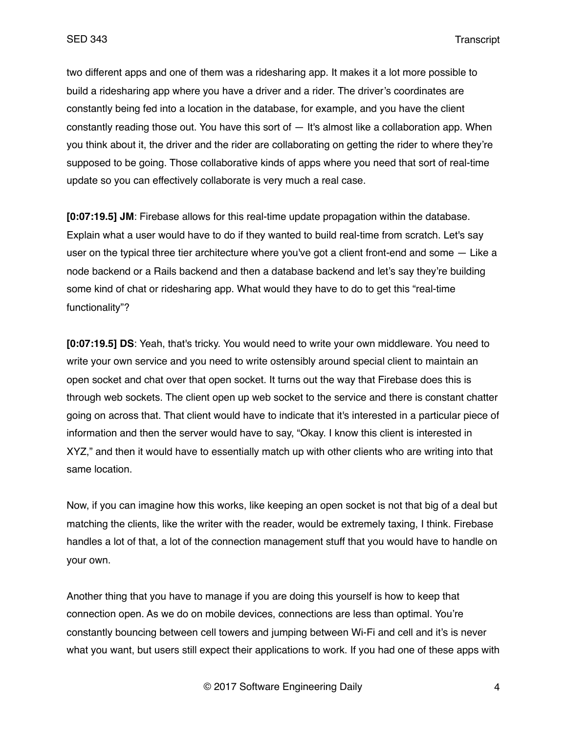two different apps and one of them was a ridesharing app. It makes it a lot more possible to build a ridesharing app where you have a driver and a rider. The driver's coordinates are constantly being fed into a location in the database, for example, and you have the client constantly reading those out. You have this sort of — It's almost like a collaboration app. When you think about it, the driver and the rider are collaborating on getting the rider to where they're supposed to be going. Those collaborative kinds of apps where you need that sort of real-time update so you can effectively collaborate is very much a real case.

**[0:07:19.5] JM**: Firebase allows for this real-time update propagation within the database. Explain what a user would have to do if they wanted to build real-time from scratch. Let's say user on the typical three tier architecture where you've got a client front-end and some — Like a node backend or a Rails backend and then a database backend and let's say they're building some kind of chat or ridesharing app. What would they have to do to get this "real-time functionality"?

**[0:07:19.5] DS**: Yeah, that's tricky. You would need to write your own middleware. You need to write your own service and you need to write ostensibly around special client to maintain an open socket and chat over that open socket. It turns out the way that Firebase does this is through web sockets. The client open up web socket to the service and there is constant chatter going on across that. That client would have to indicate that it's interested in a particular piece of information and then the server would have to say, "Okay. I know this client is interested in XYZ," and then it would have to essentially match up with other clients who are writing into that same location.

Now, if you can imagine how this works, like keeping an open socket is not that big of a deal but matching the clients, like the writer with the reader, would be extremely taxing, I think. Firebase handles a lot of that, a lot of the connection management stuff that you would have to handle on your own.

Another thing that you have to manage if you are doing this yourself is how to keep that connection open. As we do on mobile devices, connections are less than optimal. You're constantly bouncing between cell towers and jumping between Wi-Fi and cell and it's is never what you want, but users still expect their applications to work. If you had one of these apps with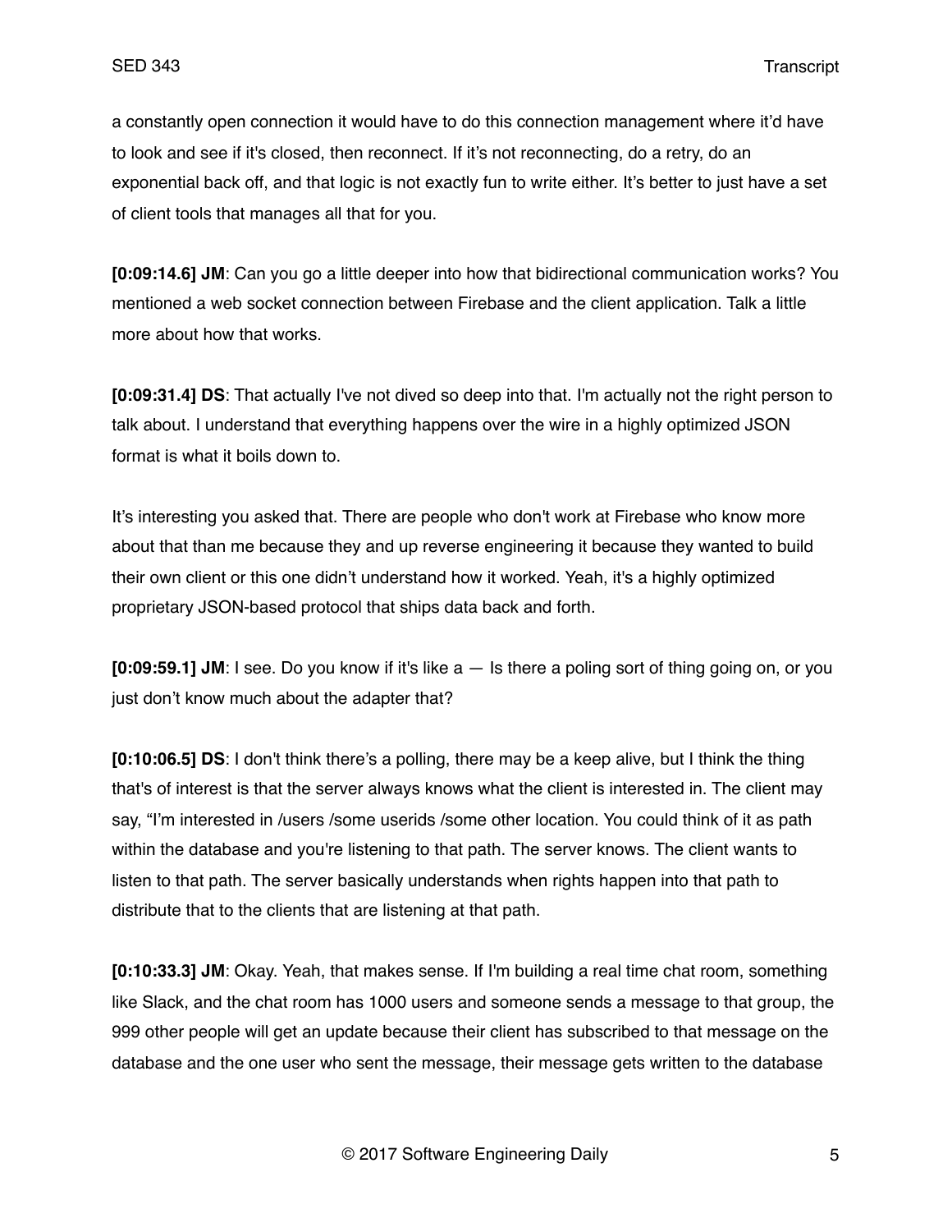a constantly open connection it would have to do this connection management where it'd have to look and see if it's closed, then reconnect. If it's not reconnecting, do a retry, do an exponential back off, and that logic is not exactly fun to write either. It's better to just have a set of client tools that manages all that for you.

**[0:09:14.6] JM**: Can you go a little deeper into how that bidirectional communication works? You mentioned a web socket connection between Firebase and the client application. Talk a little more about how that works.

**[0:09:31.4] DS**: That actually I've not dived so deep into that. I'm actually not the right person to talk about. I understand that everything happens over the wire in a highly optimized JSON format is what it boils down to.

It's interesting you asked that. There are people who don't work at Firebase who know more about that than me because they and up reverse engineering it because they wanted to build their own client or this one didn't understand how it worked. Yeah, it's a highly optimized proprietary JSON-based protocol that ships data back and forth.

**[0:09:59.1] JM**: I see. Do you know if it's like a — Is there a poling sort of thing going on, or you just don't know much about the adapter that?

**[0:10:06.5] DS**: I don't think there's a polling, there may be a keep alive, but I think the thing that's of interest is that the server always knows what the client is interested in. The client may say, "I'm interested in /users /some userids /some other location. You could think of it as path within the database and you're listening to that path. The server knows. The client wants to listen to that path. The server basically understands when rights happen into that path to distribute that to the clients that are listening at that path.

**[0:10:33.3] JM**: Okay. Yeah, that makes sense. If I'm building a real time chat room, something like Slack, and the chat room has 1000 users and someone sends a message to that group, the 999 other people will get an update because their client has subscribed to that message on the database and the one user who sent the message, their message gets written to the database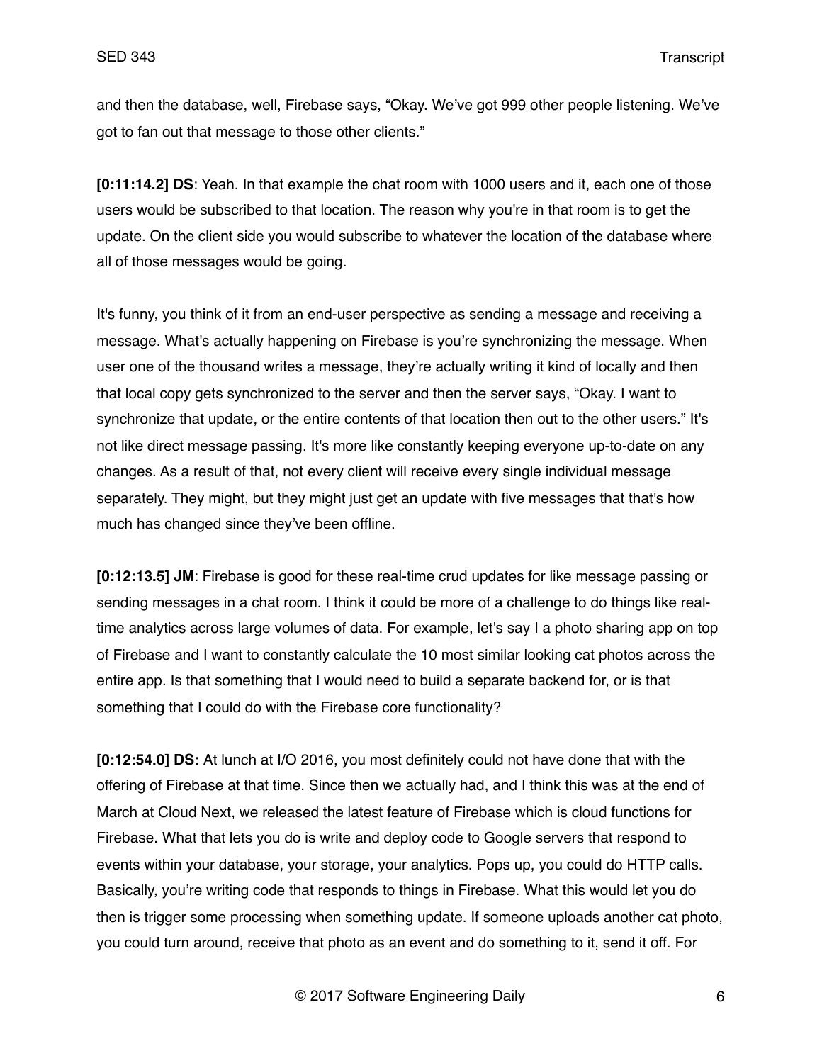and then the database, well, Firebase says, "Okay. We've got 999 other people listening. We've got to fan out that message to those other clients."

**[0:11:14.2] DS**: Yeah. In that example the chat room with 1000 users and it, each one of those users would be subscribed to that location. The reason why you're in that room is to get the update. On the client side you would subscribe to whatever the location of the database where all of those messages would be going.

It's funny, you think of it from an end-user perspective as sending a message and receiving a message. What's actually happening on Firebase is you're synchronizing the message. When user one of the thousand writes a message, they're actually writing it kind of locally and then that local copy gets synchronized to the server and then the server says, "Okay. I want to synchronize that update, or the entire contents of that location then out to the other users." It's not like direct message passing. It's more like constantly keeping everyone up-to-date on any changes. As a result of that, not every client will receive every single individual message separately. They might, but they might just get an update with five messages that that's how much has changed since they've been offline.

**[0:12:13.5] JM**: Firebase is good for these real-time crud updates for like message passing or sending messages in a chat room. I think it could be more of a challenge to do things like real-time analytics across large volumes of data. For example, let's say I a photo sharing app on top of Firebase and I want to constantly calculate the 10 most similar looking cat photos across the entire app. Is that something that I would need to build a separate backend for, or is that something that I could do with the Firebase core functionality?

**[0:12:54.0] DS:** At lunch at I/O 2016, you most definitely could not have done that with the offering of Firebase at that time. Since then we actually had, and I think this was at the end of March at Cloud Next, we released the latest feature of Firebase which is cloud functions for Firebase. What that lets you do is write and deploy code to Google servers that respond to events within your database, your storage, your analytics. Pops up, you could do HTTP calls. Basically, you're writing code that responds to things in Firebase. What this would let you do then is trigger some processing when something update. If someone uploads another cat photo, you could turn around, receive that photo as an event and do something to it, send it off. For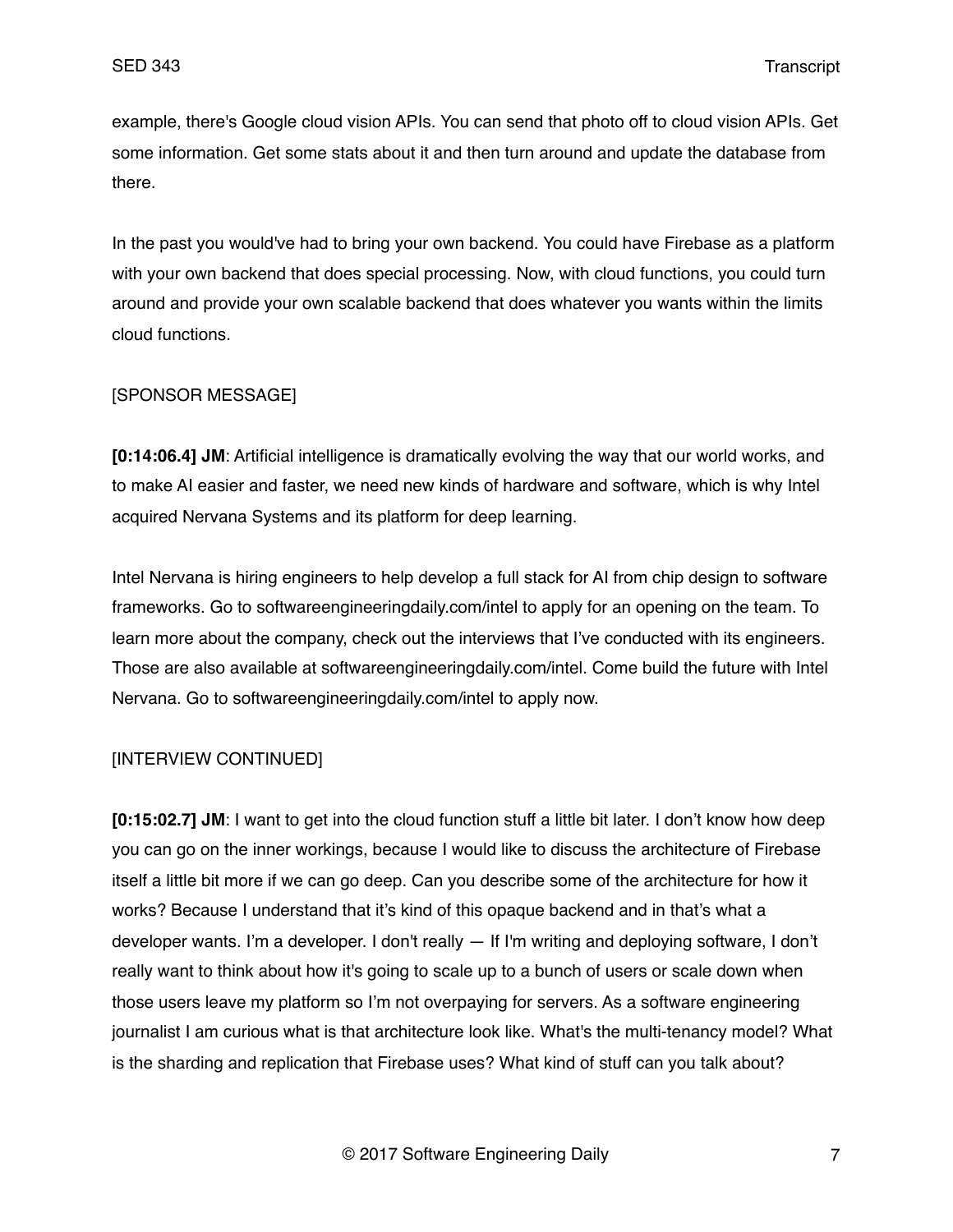example, there's Google cloud vision APIs. You can send that photo off to cloud vision APIs. Get some information. Get some stats about it and then turn around and update the database from there.

In the past you would've had to bring your own backend. You could have Firebase as a platform with your own backend that does special processing. Now, with cloud functions, you could turn around and provide your own scalable backend that does whatever you wants within the limits cloud functions.

[SPONSOR MESSAGE]

**[0:14:06.4] JM**: Artificial intelligence is dramatically evolving the way that our world works, and to make AI easier and faster, we need new kinds of hardware and software, which is why Intel acquired Nervana Systems and its platform for deep learning.

Intel Nervana is hiring engineers to help develop a full stack for AI from chip design to software frameworks. Go to softwareengineeringdaily.com/intel to apply for an opening on the team. To learn more about the company, check out the interviews that I've conducted with its engineers. Those are also available at softwareengineeringdaily.com/intel. Come build the future with Intel Nervana. Go to softwareengineeringdaily.com/intel to apply now.

[INTERVIEW CONTINUED]

**[0:15:02.7] JM**: I want to get into the cloud function stuff a little bit later. I don't know how deep you can go on the inner workings, because I would like to discuss the architecture of Firebase itself a little bit more if we can go deep. Can you describe some of the architecture for how it works? Because I understand that it's kind of this opaque backend and in that's what a developer wants. I'm a developer. I don't really — If I'm writing and deploying software, I don't really want to think about how it's going to scale up to a bunch of users or scale down when those users leave my platform so I'm not overpaying for servers. As a software engineering journalist I am curious what is that architecture look like. What's the multi-tenancy model? What is the sharding and replication that Firebase uses? What kind of stuff can you talk about?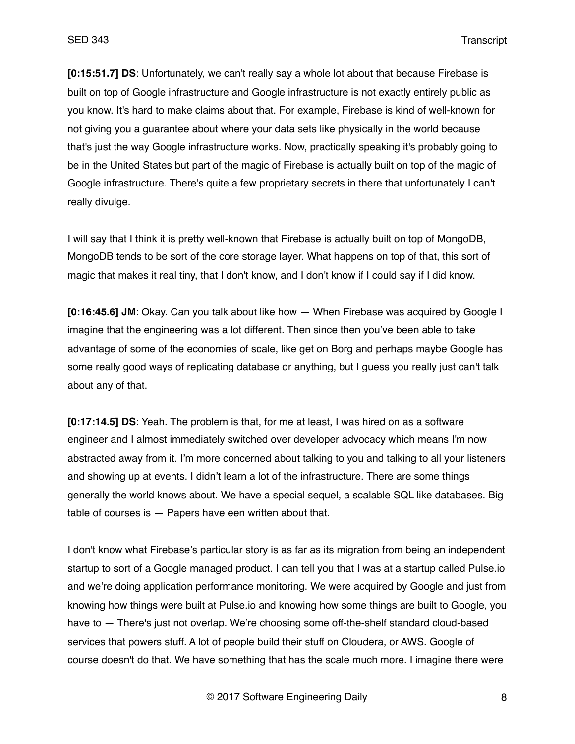**[0:15:51.7] DS**: Unfortunately, we can't really say a whole lot about that because Firebase is built on top of Google infrastructure and Google infrastructure is not exactly entirely public as you know. It's hard to make claims about that. For example, Firebase is kind of well-known for not giving you a guarantee about where your data sets like physically in the world because that's just the way Google infrastructure works. Now, practically speaking it's probably going to be in the United States but part of the magic of Firebase is actually built on top of the magic of Google infrastructure. There's quite a few proprietary secrets in there that unfortunately I can't really divulge.

I will say that I think it is pretty well-known that Firebase is actually built on top of MongoDB, MongoDB tends to be sort of the core storage layer. What happens on top of that, this sort of magic that makes it real tiny, that I don't know, and I don't know if I could say if I did know.

**[0:16:45.6] JM**: Okay. Can you talk about like how — When Firebase was acquired by Google I imagine that the engineering was a lot different. Then since then you've been able to take advantage of some of the economies of scale, like get on Borg and perhaps maybe Google has some really good ways of replicating database or anything, but I guess you really just can't talk about any of that.

**[0:17:14.5] DS**: Yeah. The problem is that, for me at least, I was hired on as a software engineer and I almost immediately switched over developer advocacy which means I'm now abstracted away from it. I'm more concerned about talking to you and talking to all your listeners and showing up at events. I didn't learn a lot of the infrastructure. There are some things generally the world knows about. We have a special sequel, a scalable SQL like databases. Big table of courses is — Papers have een written about that.

I don't know what Firebase's particular story is as far as its migration from being an independent startup to sort of a Google managed product. I can tell you that I was at a startup called Pulse.io and we're doing application performance monitoring. We were acquired by Google and just from knowing how things were built at Pulse.io and knowing how some things are built to Google, you have to — There's just not overlap. We're choosing some off-the-shelf standard cloud-based services that powers stuff. A lot of people build their stuff on Cloudera, or AWS. Google of course doesn't do that. We have something that has the scale much more. I imagine there were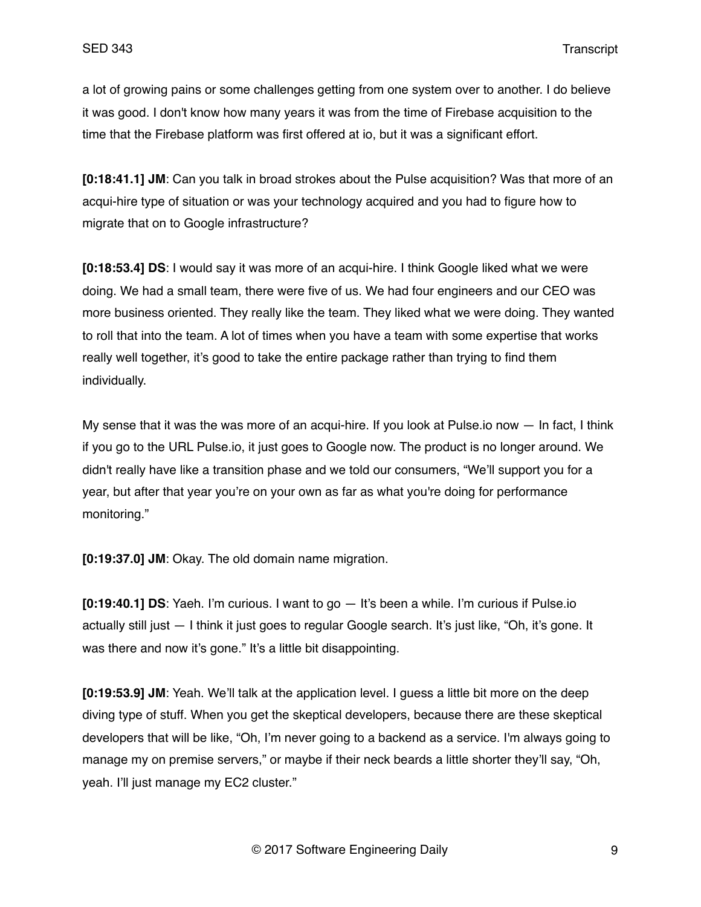a lot of growing pains or some challenges getting from one system over to another. I do believe it was good. I don't know how many years it was from the time of Firebase acquisition to the time that the Firebase platform was first offered at io, but it was a significant effort.

**[0:18:41.1] JM**: Can you talk in broad strokes about the Pulse acquisition? Was that more of an acqui-hire type of situation or was your technology acquired and you had to figure how to migrate that on to Google infrastructure?

**[0:18:53.4] DS**: I would say it was more of an acqui-hire. I think Google liked what we were doing. We had a small team, there were five of us. We had four engineers and our CEO was more business oriented. They really like the team. They liked what we were doing. They wanted to roll that into the team. A lot of times when you have a team with some expertise that works really well together, it's good to take the entire package rather than trying to find them individually.

My sense that it was the was more of an acqui-hire. If you look at Pulse.io now — In fact, I think if you go to the URL Pulse.io, it just goes to Google now. The product is no longer around. We didn't really have like a transition phase and we told our consumers, "We'll support you for a year, but after that year you're on your own as far as what you're doing for performance monitoring."

**[0:19:37.0] JM**: Okay. The old domain name migration.

**[0:19:40.1] DS**: Yaeh. I'm curious. I want to go — It's been a while. I'm curious if Pulse.io actually still just — I think it just goes to regular Google search. It's just like, "Oh, it's gone. It was there and now it's gone." It's a little bit disappointing.

**[0:19:53.9] JM**: Yeah. We'll talk at the application level. I guess a little bit more on the deep diving type of stuff. When you get the skeptical developers, because there are these skeptical developers that will be like, "Oh, I'm never going to a backend as a service. I'm always going to manage my on premise servers," or maybe if their neck beards a little shorter they'll say, "Oh, yeah. I'll just manage my EC2 cluster."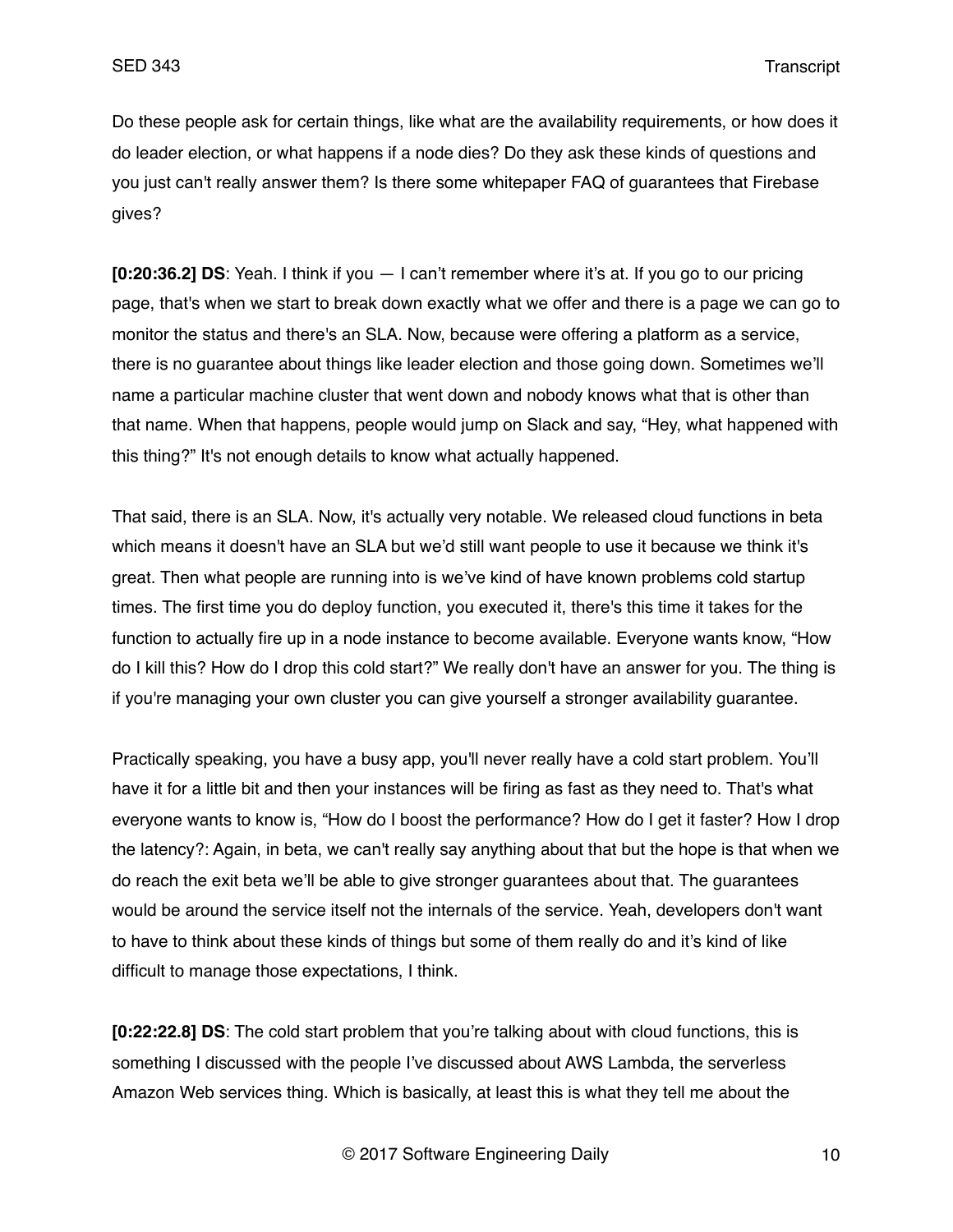Do these people ask for certain things, like what are the availability requirements, or how does it do leader election, or what happens if a node dies? Do they ask these kinds of questions and you just can't really answer them? Is there some whitepaper FAQ of guarantees that Firebase gives?

**[0:20:36.2] DS**: Yeah. I think if you — I can't remember where it's at. If you go to our pricing page, that's when we start to break down exactly what we offer and there is a page we can go to monitor the status and there's an SLA. Now, because were offering a platform as a service, there is no guarantee about things like leader election and those going down. Sometimes we'll name a particular machine cluster that went down and nobody knows what that is other than that name. When that happens, people would jump on Slack and say, "Hey, what happened with this thing?" It's not enough details to know what actually happened.

That said, there is an SLA. Now, it's actually very notable. We released cloud functions in beta which means it doesn't have an SLA but we'd still want people to use it because we think it's great. Then what people are running into is we've kind of have known problems cold startup times. The first time you do deploy function, you executed it, there's this time it takes for the function to actually fire up in a node instance to become available. Everyone wants know, "How do I kill this? How do I drop this cold start?" We really don't have an answer for you. The thing is if you're managing your own cluster you can give yourself a stronger availability guarantee.

Practically speaking, you have a busy app, you'll never really have a cold start problem. You'll have it for a little bit and then your instances will be firing as fast as they need to. That's what everyone wants to know is, "How do I boost the performance? How do I get it faster? How I drop the latency?: Again, in beta, we can't really say anything about that but the hope is that when we do reach the exit beta we'll be able to give stronger guarantees about that. The guarantees would be around the service itself not the internals of the service. Yeah, developers don't want to have to think about these kinds of things but some of them really do and it's kind of like difficult to manage those expectations, I think.

**[0:22:22.8] DS**: The cold start problem that you're talking about with cloud functions, this is something I discussed with the people I've discussed about AWS Lambda, the serverless Amazon Web services thing. Which is basically, at least this is what they tell me about the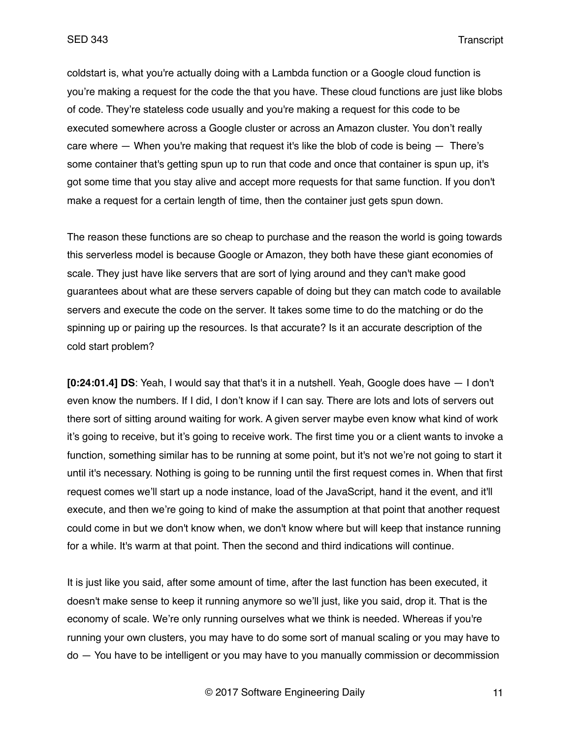coldstart is, what you're actually doing with a Lambda function or a Google cloud function is you're making a request for the code the that you have. These cloud functions are just like blobs of code. They're stateless code usually and you're making a request for this code to be executed somewhere across a Google cluster or across an Amazon cluster. You don't really care where — When you're making that request it's like the blob of code is being — There's some container that's getting spun up to run that code and once that container is spun up, it's got some time that you stay alive and accept more requests for that same function. If you don't make a request for a certain length of time, then the container just gets spun down.

The reason these functions are so cheap to purchase and the reason the world is going towards this serverless model is because Google or Amazon, they both have these giant economies of scale. They just have like servers that are sort of lying around and they can't make good guarantees about what are these servers capable of doing but they can match code to available servers and execute the code on the server. It takes some time to do the matching or do the spinning up or pairing up the resources. Is that accurate? Is it an accurate description of the cold start problem?

**[0:24:01.4] DS**: Yeah, I would say that that's it in a nutshell. Yeah, Google does have — I don't even know the numbers. If I did, I don't know if I can say. There are lots and lots of servers out there sort of sitting around waiting for work. A given server maybe even know what kind of work it's going to receive, but it's going to receive work. The first time you or a client wants to invoke a function, something similar has to be running at some point, but it's not we're not going to start it until it's necessary. Nothing is going to be running until the first request comes in. When that first request comes we'll start up a node instance, load of the JavaScript, hand it the event, and it'll execute, and then we're going to kind of make the assumption at that point that another request could come in but we don't know when, we don't know where but will keep that instance running for a while. It's warm at that point. Then the second and third indications will continue.

It is just like you said, after some amount of time, after the last function has been executed, it doesn't make sense to keep it running anymore so we'll just, like you said, drop it. That is the economy of scale. We're only running ourselves what we think is needed. Whereas if you're running your own clusters, you may have to do some sort of manual scaling or you may have to do — You have to be intelligent or you may have to you manually commission or decommission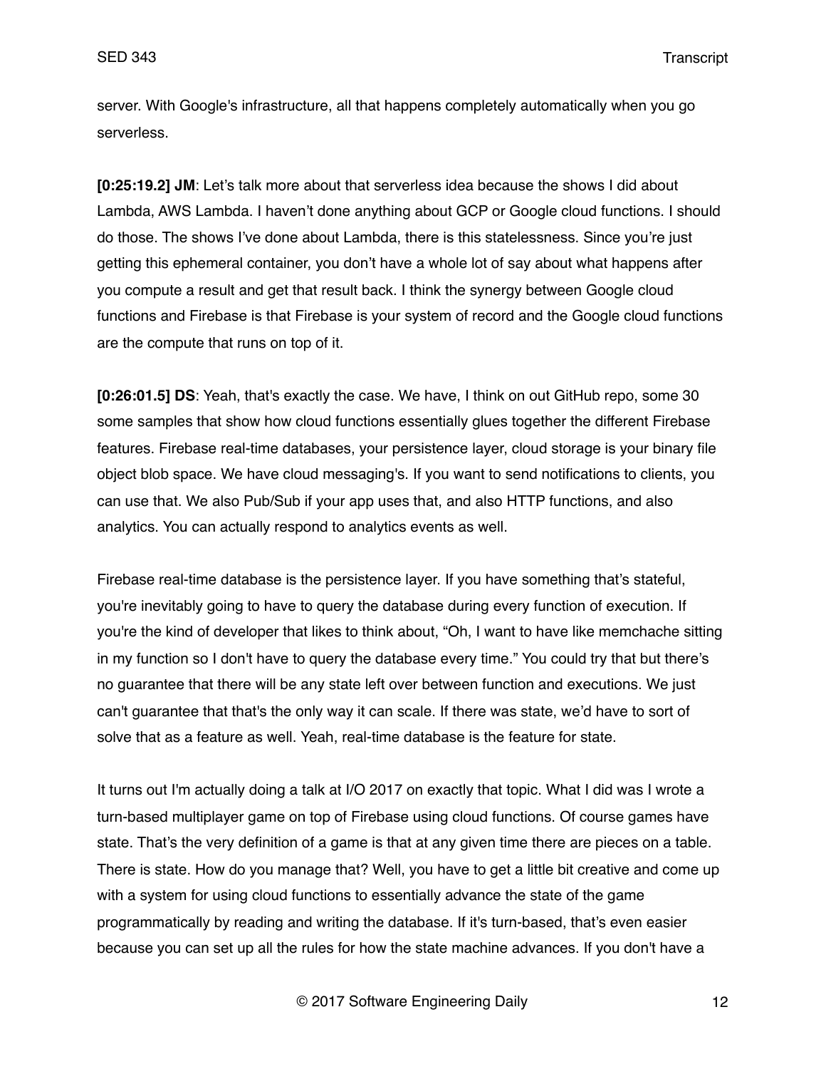server. With Google's infrastructure, all that happens completely automatically when you go serverless.

**[0:25:19.2] JM**: Let's talk more about that serverless idea because the shows I did about Lambda, AWS Lambda. I haven't done anything about GCP or Google cloud functions. I should do those. The shows I've done about Lambda, there is this statelessness. Since you're just getting this ephemeral container, you don't have a whole lot of say about what happens after you compute a result and get that result back. I think the synergy between Google cloud functions and Firebase is that Firebase is your system of record and the Google cloud functions are the compute that runs on top of it.

**[0:26:01.5] DS**: Yeah, that's exactly the case. We have, I think on out GitHub repo, some 30 some samples that show how cloud functions essentially glues together the different Firebase features. Firebase real-time databases, your persistence layer, cloud storage is your binary file object blob space. We have cloud messaging's. If you want to send notifications to clients, you can use that. We also Pub/Sub if your app uses that, and also HTTP functions, and also analytics. You can actually respond to analytics events as well.

Firebase real-time database is the persistence layer. If you have something that's stateful, you're inevitably going to have to query the database during every function of execution. If you're the kind of developer that likes to think about, "Oh, I want to have like memchache sitting in my function so I don't have to query the database every time." You could try that but there's no guarantee that there will be any state left over between function and executions. We just can't guarantee that that's the only way it can scale. If there was state, we'd have to sort of solve that as a feature as well. Yeah, real-time database is the feature for state.

It turns out I'm actually doing a talk at I/O 2017 on exactly that topic. What I did was I wrote a turn-based multiplayer game on top of Firebase using cloud functions. Of course games have state. That's the very definition of a game is that at any given time there are pieces on a table. There is state. How do you manage that? Well, you have to get a little bit creative and come up with a system for using cloud functions to essentially advance the state of the game programmatically by reading and writing the database. If it's turn-based, that's even easier because you can set up all the rules for how the state machine advances. If you don't have a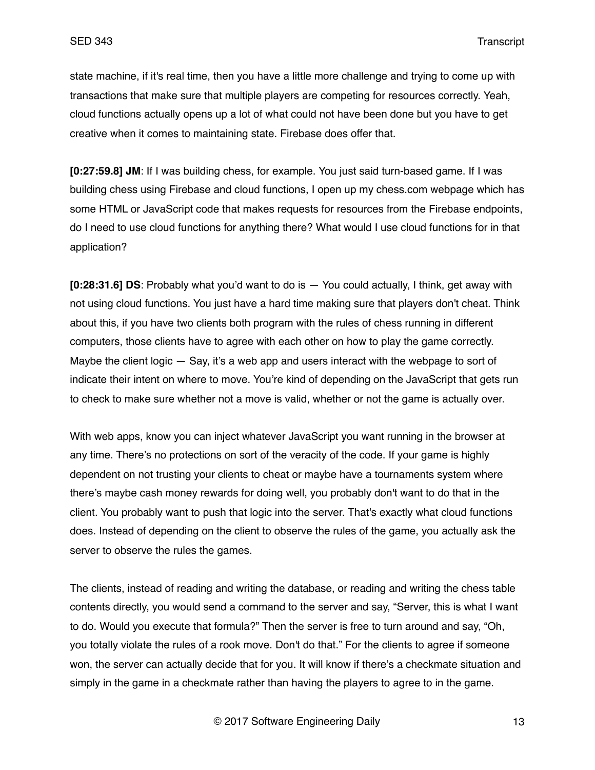state machine, if it's real time, then you have a little more challenge and trying to come up with transactions that make sure that multiple players are competing for resources correctly. Yeah, cloud functions actually opens up a lot of what could not have been done but you have to get creative when it comes to maintaining state. Firebase does offer that.

**[0:27:59.8] JM**: If I was building chess, for example. You just said turn-based game. If I was building chess using Firebase and cloud functions, I open up my chess.com webpage which has some HTML or JavaScript code that makes requests for resources from the Firebase endpoints, do I need to use cloud functions for anything there? What would I use cloud functions for in that application?

**[0:28:31.6] DS**: Probably what you'd want to do is — You could actually, I think, get away with not using cloud functions. You just have a hard time making sure that players don't cheat. Think about this, if you have two clients both program with the rules of chess running in different computers, those clients have to agree with each other on how to play the game correctly. Maybe the client logic — Say, it's a web app and users interact with the webpage to sort of indicate their intent on where to move. You're kind of depending on the JavaScript that gets run to check to make sure whether not a move is valid, whether or not the game is actually over.

With web apps, know you can inject whatever JavaScript you want running in the browser at any time. There's no protections on sort of the veracity of the code. If your game is highly dependent on not trusting your clients to cheat or maybe have a tournaments system where there's maybe cash money rewards for doing well, you probably don't want to do that in the client. You probably want to push that logic into the server. That's exactly what cloud functions does. Instead of depending on the client to observe the rules of the game, you actually ask the server to observe the rules the games.

The clients, instead of reading and writing the database, or reading and writing the chess table contents directly, you would send a command to the server and say, "Server, this is what I want to do. Would you execute that formula?" Then the server is free to turn around and say, "Oh, you totally violate the rules of a rook move. Don't do that." For the clients to agree if someone won, the server can actually decide that for you. It will know if there's a checkmate situation and simply in the game in a checkmate rather than having the players to agree to in the game.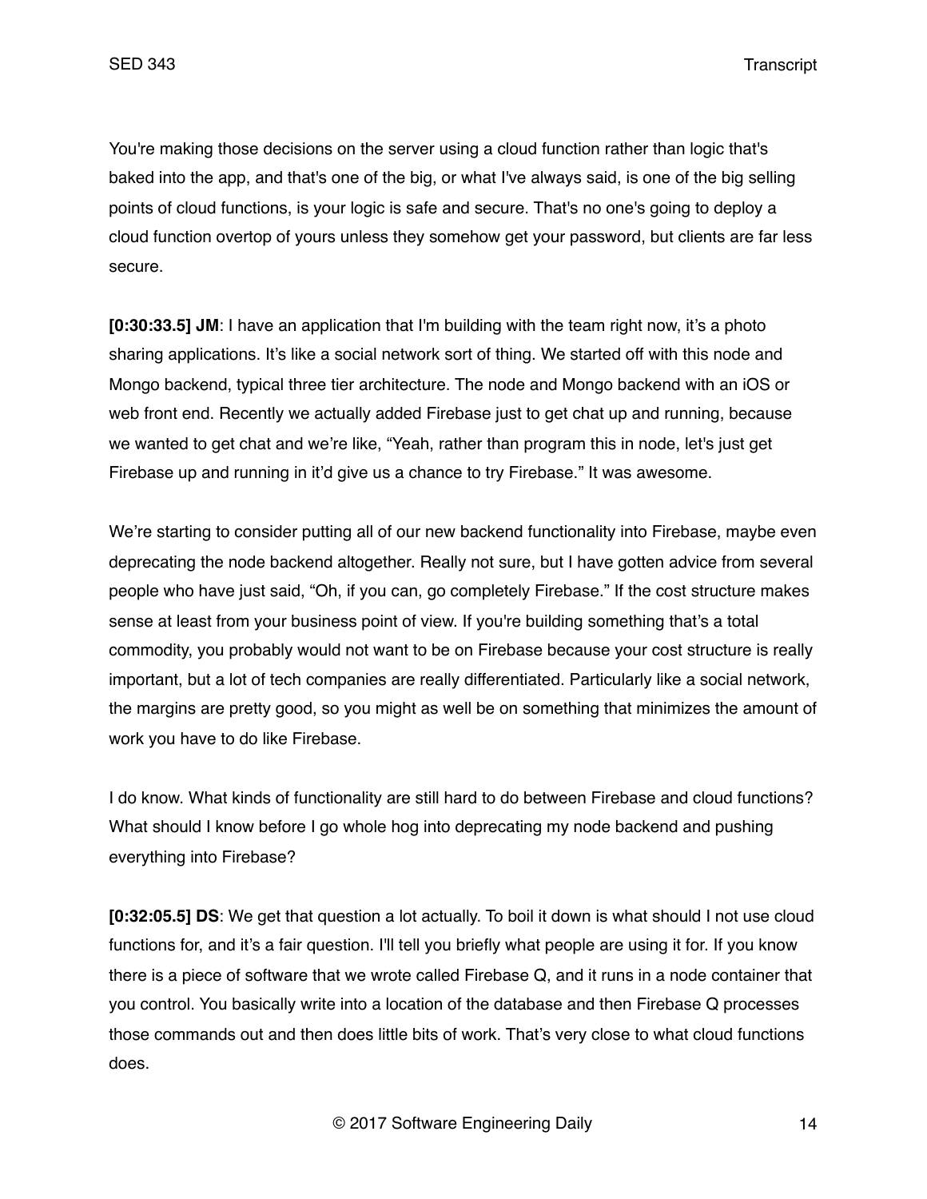You're making those decisions on the server using a cloud function rather than logic that's baked into the app, and that's one of the big, or what I've always said, is one of the big selling points of cloud functions, is your logic is safe and secure. That's no one's going to deploy a cloud function overtop of yours unless they somehow get your password, but clients are far less secure.

**[0:30:33.5] JM**: I have an application that I'm building with the team right now, it's a photo sharing applications. It's like a social network sort of thing. We started off with this node and Mongo backend, typical three tier architecture. The node and Mongo backend with an iOS or web front end. Recently we actually added Firebase just to get chat up and running, because we wanted to get chat and we're like, "Yeah, rather than program this in node, let's just get Firebase up and running in it'd give us a chance to try Firebase." It was awesome.

We're starting to consider putting all of our new backend functionality into Firebase, maybe even deprecating the node backend altogether. Really not sure, but I have gotten advice from several people who have just said, "Oh, if you can, go completely Firebase." If the cost structure makes sense at least from your business point of view. If you're building something that's a total commodity, you probably would not want to be on Firebase because your cost structure is really important, but a lot of tech companies are really differentiated. Particularly like a social network, the margins are pretty good, so you might as well be on something that minimizes the amount of work you have to do like Firebase.

I do know. What kinds of functionality are still hard to do between Firebase and cloud functions? What should I know before I go whole hog into deprecating my node backend and pushing everything into Firebase?

**[0:32:05.5] DS**: We get that question a lot actually. To boil it down is what should I not use cloud functions for, and it's a fair question. I'll tell you briefly what people are using it for. If you know there is a piece of software that we wrote called Firebase Q, and it runs in a node container that you control. You basically write into a location of the database and then Firebase Q processes those commands out and then does little bits of work. That's very close to what cloud functions does.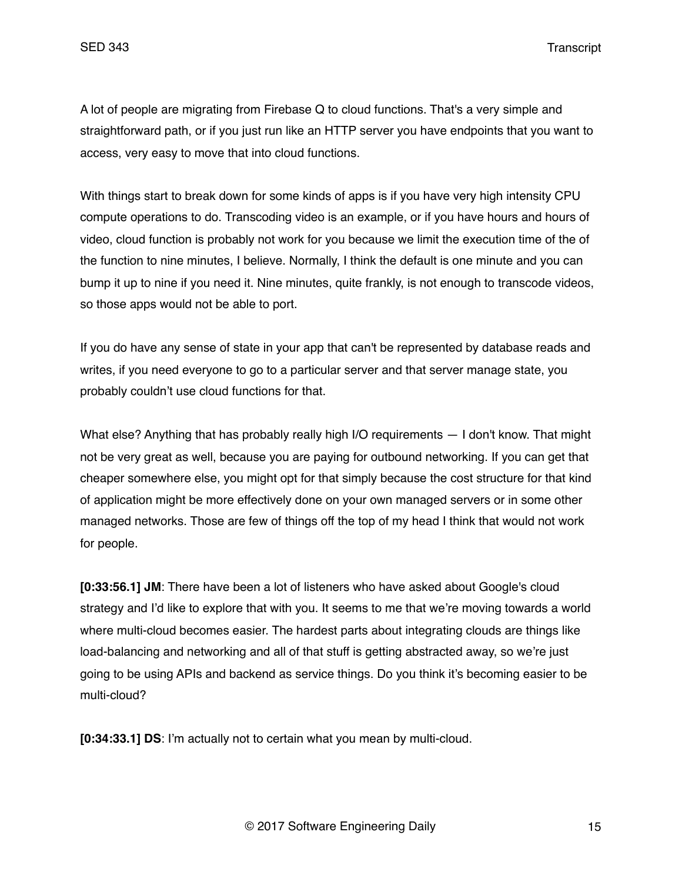A lot of people are migrating from Firebase Q to cloud functions. That's a very simple and straightforward path, or if you just run like an HTTP server you have endpoints that you want to access, very easy to move that into cloud functions.

With things start to break down for some kinds of apps is if you have very high intensity CPU compute operations to do. Transcoding video is an example, or if you have hours and hours of video, cloud function is probably not work for you because we limit the execution time of the of the function to nine minutes, I believe. Normally, I think the default is one minute and you can bump it up to nine if you need it. Nine minutes, quite frankly, is not enough to transcode videos, so those apps would not be able to port.

If you do have any sense of state in your app that can't be represented by database reads and writes, if you need everyone to go to a particular server and that server manage state, you probably couldn't use cloud functions for that.

What else? Anything that has probably really high I/O requirements — I don't know. That might not be very great as well, because you are paying for outbound networking. If you can get that cheaper somewhere else, you might opt for that simply because the cost structure for that kind of application might be more effectively done on your own managed servers or in some other managed networks. Those are few of things off the top of my head I think that would not work for people.

**[0:33:56.1] JM**: There have been a lot of listeners who have asked about Google's cloud strategy and I'd like to explore that with you. It seems to me that we're moving towards a world where multi-cloud becomes easier. The hardest parts about integrating clouds are things like load-balancing and networking and all of that stuff is getting abstracted away, so we're just going to be using APIs and backend as service things. Do you think it's becoming easier to be multi-cloud?

**[0:34:33.1] DS**: I'm actually not to certain what you mean by multi-cloud.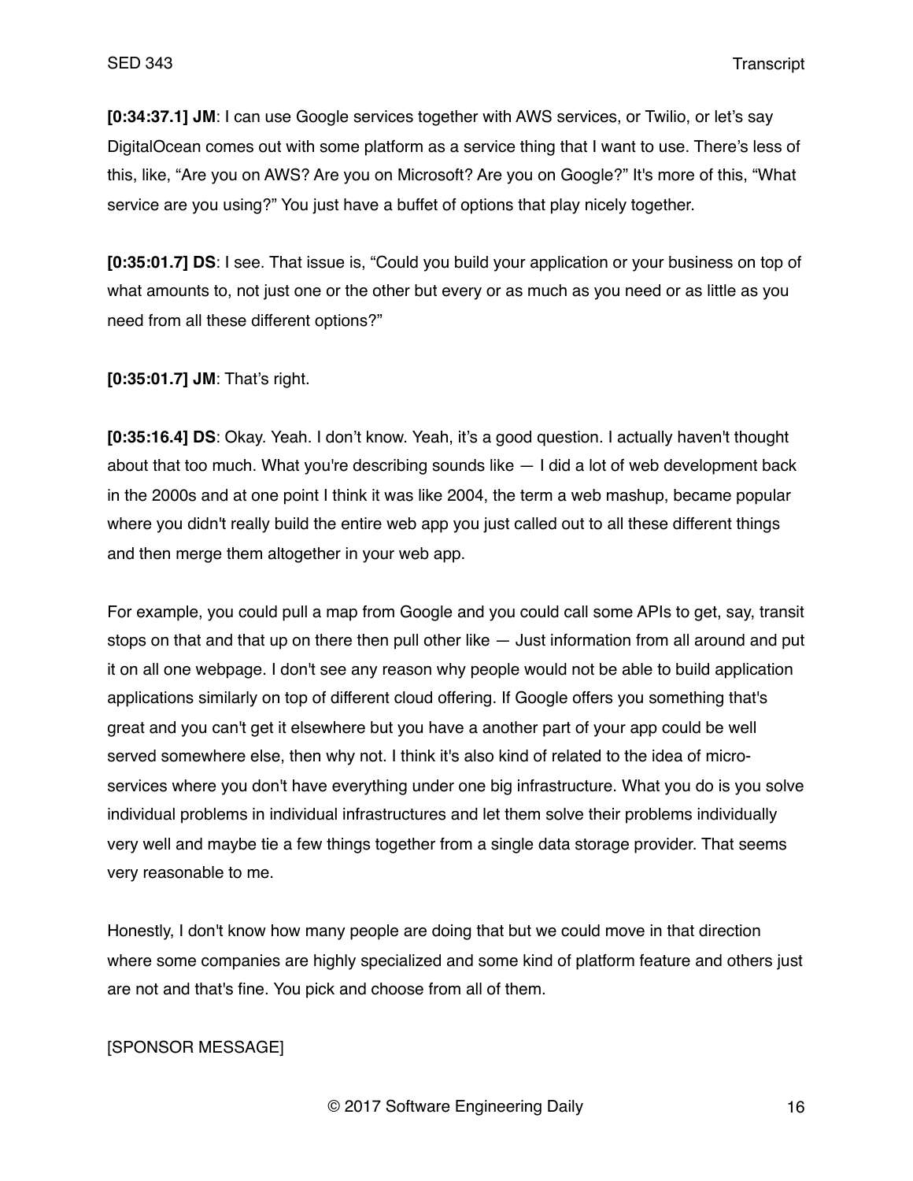**[0:34:37.1] JM**: I can use Google services together with AWS services, or Twilio, or let's say DigitalOcean comes out with some platform as a service thing that I want to use. There's less of this, like, "Are you on AWS? Are you on Microsoft? Are you on Google?" It's more of this, "What service are you using?" You just have a buffet of options that play nicely together.

**[0:35:01.7] DS**: I see. That issue is, "Could you build your application or your business on top of what amounts to, not just one or the other but every or as much as you need or as little as you need from all these different options?"

**[0:35:01.7] JM**: That's right.

**[0:35:16.4] DS**: Okay. Yeah. I don't know. Yeah, it's a good question. I actually haven't thought about that too much. What you're describing sounds like — I did a lot of web development back in the 2000s and at one point I think it was like 2004, the term a web mashup, became popular where you didn't really build the entire web app you just called out to all these different things and then merge them altogether in your web app.

For example, you could pull a map from Google and you could call some APIs to get, say, transit stops on that and that up on there then pull other like — Just information from all around and put it on all one webpage. I don't see any reason why people would not be able to build application applications similarly on top of different cloud offering. If Google offers you something that's great and you can't get it elsewhere but you have a another part of your app could be well served somewhere else, then why not. I think it's also kind of related to the idea of micro-services where you don't have everything under one big infrastructure. What you do is you solve individual problems in individual infrastructures and let them solve their problems individually very well and maybe tie a few things together from a single data storage provider. That seems very reasonable to me.

Honestly, I don't know how many people are doing that but we could move in that direction where some companies are highly specialized and some kind of platform feature and others just are not and that's fine. You pick and choose from all of them.

[SPONSOR MESSAGE]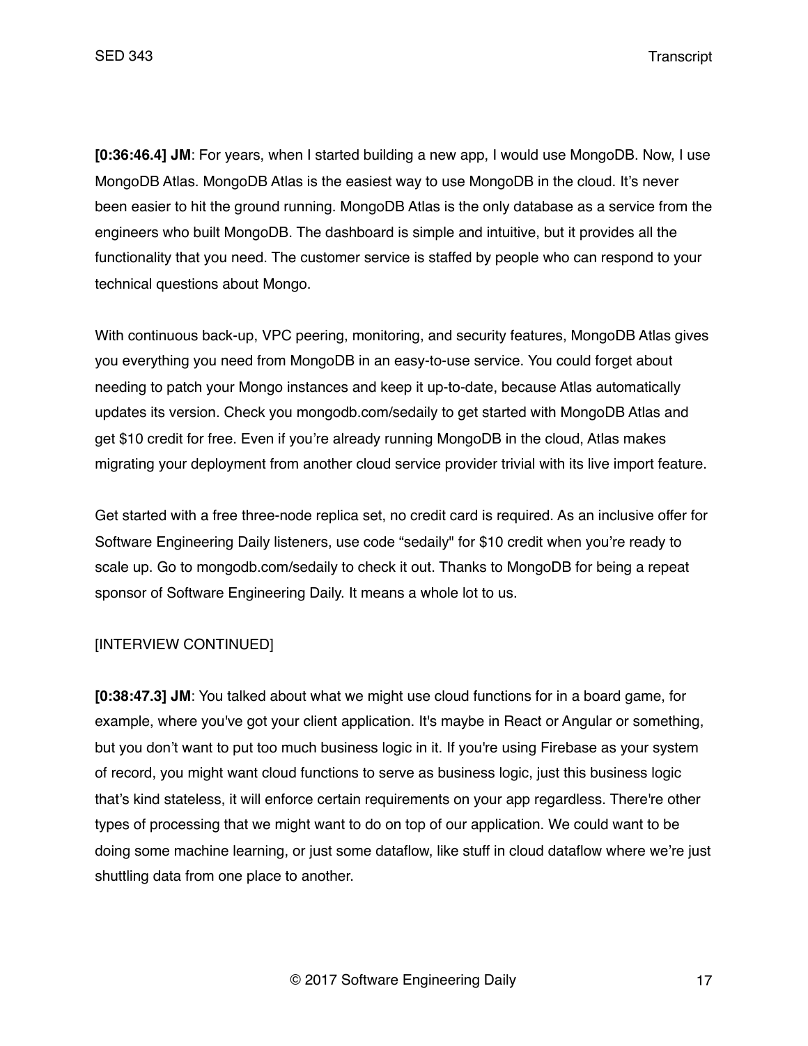**[0:36:46.4] JM**: For years, when I started building a new app, I would use MongoDB. Now, I use MongoDB Atlas. MongoDB Atlas is the easiest way to use MongoDB in the cloud. It's never been easier to hit the ground running. MongoDB Atlas is the only database as a service from the engineers who built MongoDB. The dashboard is simple and intuitive, but it provides all the functionality that you need. The customer service is staffed by people who can respond to your technical questions about Mongo.

With continuous back-up, VPC peering, monitoring, and security features, MongoDB Atlas gives you everything you need from MongoDB in an easy-to-use service. You could forget about needing to patch your Mongo instances and keep it up-to-date, because Atlas automatically updates its version. Check you mongodb.com/sedaily to get started with MongoDB Atlas and get $10 credit for free. Even if you're already running MongoDB in the cloud, Atlas makes migrating your deployment from another cloud service provider trivial with its live import feature.

Get started with a free three-node replica set, no credit card is required. As an inclusive offer for Software Engineering Daily listeners, use code "sedaily" for $10 credit when you're ready to scale up. Go to mongodb.com/sedaily to check it out. Thanks to MongoDB for being a repeat sponsor of Software Engineering Daily. It means a whole lot to us.

[INTERVIEW CONTINUED]

**[0:38:47.3] JM**: You talked about what we might use cloud functions for in a board game, for example, where you've got your client application. It's maybe in React or Angular or something, but you don't want to put too much business logic in it. If you're using Firebase as your system of record, you might want cloud functions to serve as business logic, just this business logic that's kind stateless, it will enforce certain requirements on your app regardless. There're other types of processing that we might want to do on top of our application. We could want to be doing some machine learning, or just some dataflow, like stuff in cloud dataflow where we're just shuttling data from one place to another.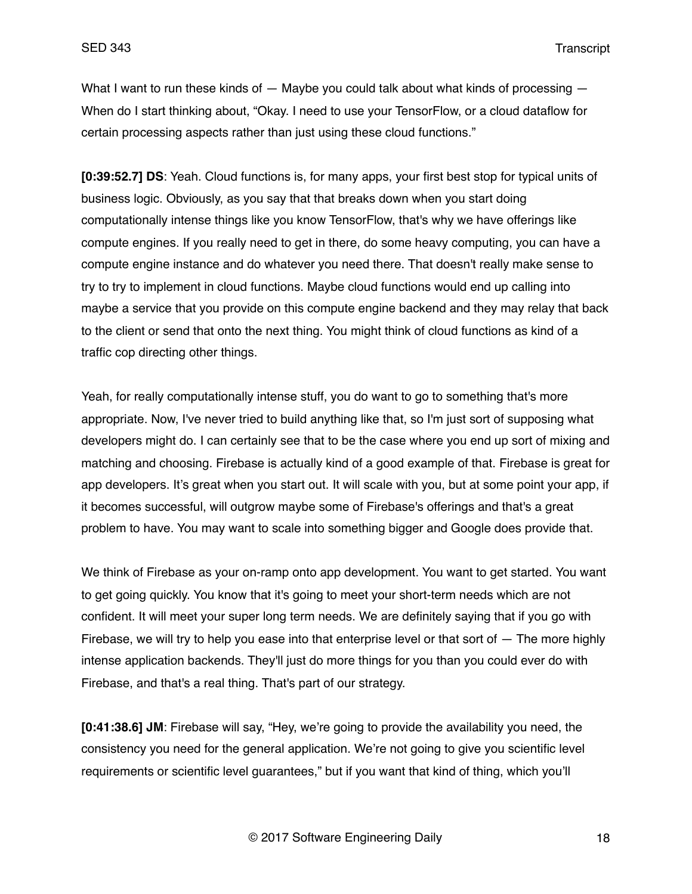What I want to run these kinds of — Maybe you could talk about what kinds of processing — When do I start thinking about, "Okay. I need to use your TensorFlow, or a cloud dataflow for certain processing aspects rather than just using these cloud functions."

**[0:39:52.7] DS**: Yeah. Cloud functions is, for many apps, your first best stop for typical units of business logic. Obviously, as you say that that breaks down when you start doing computationally intense things like you know TensorFlow, that's why we have offerings like compute engines. If you really need to get in there, do some heavy computing, you can have a compute engine instance and do whatever you need there. That doesn't really make sense to try to try to implement in cloud functions. Maybe cloud functions would end up calling into maybe a service that you provide on this compute engine backend and they may relay that back to the client or send that onto the next thing. You might think of cloud functions as kind of a traffic cop directing other things.

Yeah, for really computationally intense stuff, you do want to go to something that's more appropriate. Now, I've never tried to build anything like that, so I'm just sort of supposing what developers might do. I can certainly see that to be the case where you end up sort of mixing and matching and choosing. Firebase is actually kind of a good example of that. Firebase is great for app developers. It's great when you start out. It will scale with you, but at some point your app, if it becomes successful, will outgrow maybe some of Firebase's offerings and that's a great problem to have. You may want to scale into something bigger and Google does provide that.

We think of Firebase as your on-ramp onto app development. You want to get started. You want to get going quickly. You know that it's going to meet your short-term needs which are not confident. It will meet your super long term needs. We are definitely saying that if you go with Firebase, we will try to help you ease into that enterprise level or that sort of — The more highly intense application backends. They'll just do more things for you than you could ever do with Firebase, and that's a real thing. That's part of our strategy.

**[0:41:38.6] JM**: Firebase will say, "Hey, we're going to provide the availability you need, the consistency you need for the general application. We're not going to give you scientific level requirements or scientific level guarantees," but if you want that kind of thing, which you'll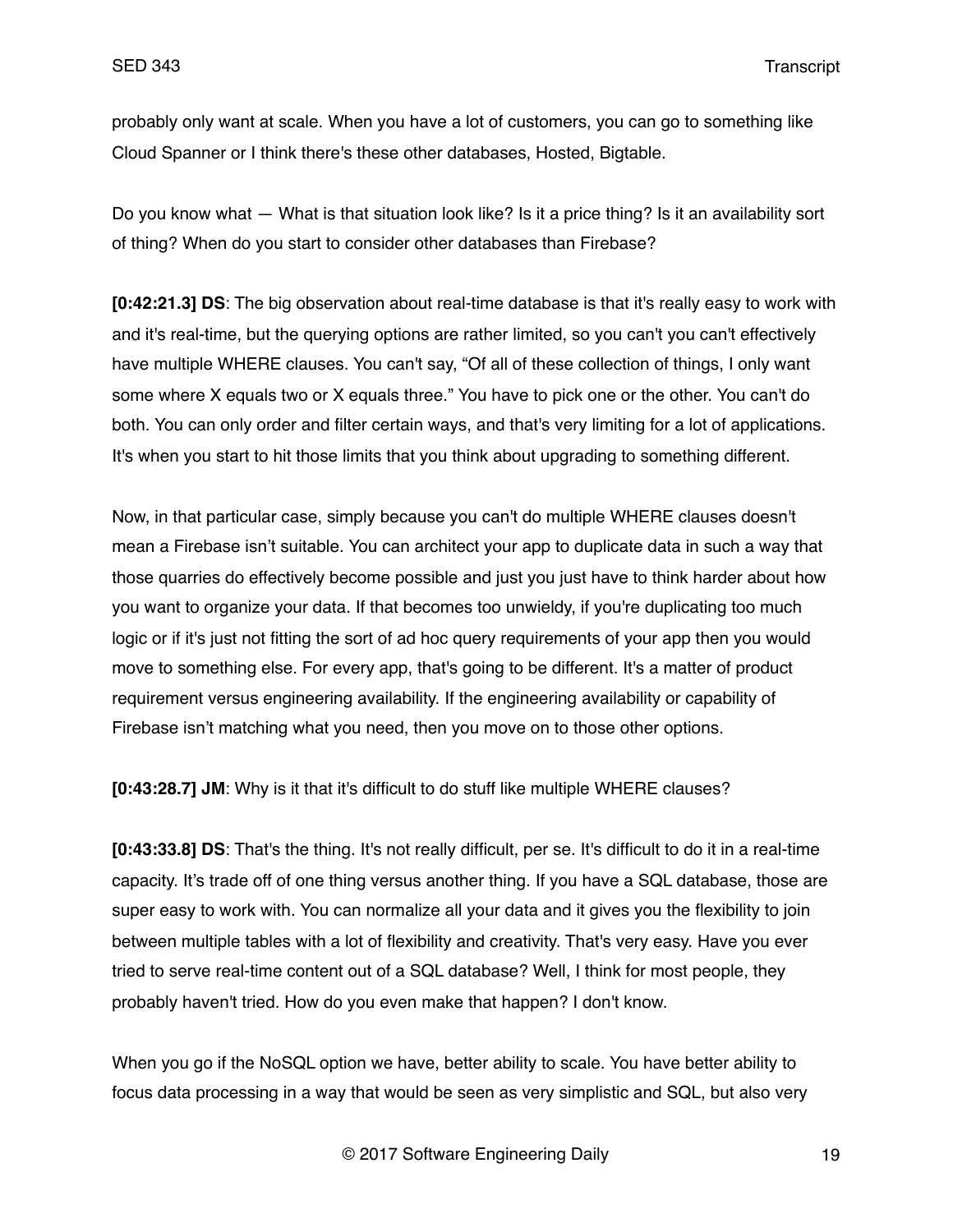probably only want at scale. When you have a lot of customers, you can go to something like Cloud Spanner or I think there's these other databases, Hosted, Bigtable.

Do you know what — What is that situation look like? Is it a price thing? Is it an availability sort of thing? When do you start to consider other databases than Firebase?

**[0:42:21.3] DS**: The big observation about real-time database is that it's really easy to work with and it's real-time, but the querying options are rather limited, so you can't you can't effectively have multiple WHERE clauses. You can't say, "Of all of these collection of things, I only want some where X equals two or X equals three." You have to pick one or the other. You can't do both. You can only order and filter certain ways, and that's very limiting for a lot of applications. It's when you start to hit those limits that you think about upgrading to something different.

Now, in that particular case, simply because you can't do multiple WHERE clauses doesn't mean a Firebase isn't suitable. You can architect your app to duplicate data in such a way that those quarries do effectively become possible and just you just have to think harder about how you want to organize your data. If that becomes too unwieldy, if you're duplicating too much logic or if it's just not fitting the sort of ad hoc query requirements of your app then you would move to something else. For every app, that's going to be different. It's a matter of product requirement versus engineering availability. If the engineering availability or capability of Firebase isn't matching what you need, then you move on to those other options.

**[0:43:28.7] JM**: Why is it that it's difficult to do stuff like multiple WHERE clauses?

**[0:43:33.8] DS**: That's the thing. It's not really difficult, per se. It's difficult to do it in a real-time capacity. It's trade off of one thing versus another thing. If you have a SQL database, those are super easy to work with. You can normalize all your data and it gives you the flexibility to join between multiple tables with a lot of flexibility and creativity. That's very easy. Have you ever tried to serve real-time content out of a SQL database? Well, I think for most people, they probably haven't tried. How do you even make that happen? I don't know.

When you go if the NoSQL option we have, better ability to scale. You have better ability to focus data processing in a way that would be seen as very simplistic and SQL, but also very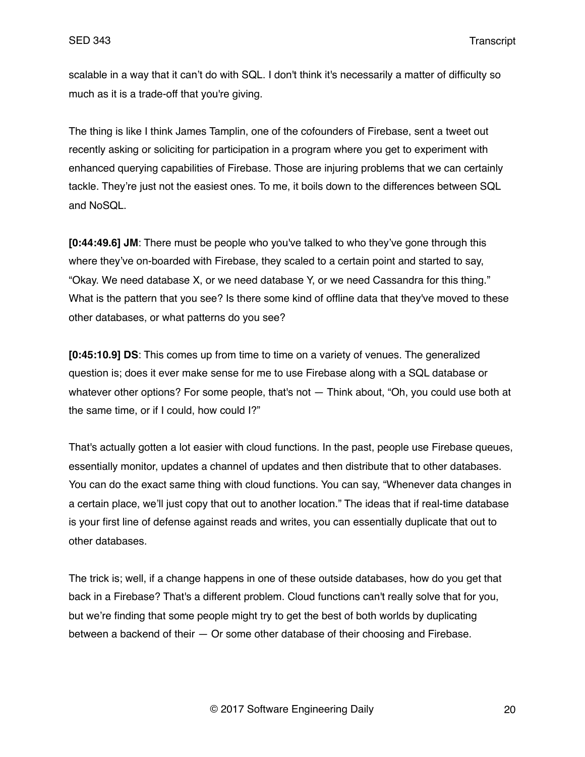scalable in a way that it can't do with SQL. I don't think it's necessarily a matter of difficulty so much as it is a trade-off that you're giving.

The thing is like I think James Tamplin, one of the cofounders of Firebase, sent a tweet out recently asking or soliciting for participation in a program where you get to experiment with enhanced querying capabilities of Firebase. Those are injuring problems that we can certainly tackle. They're just not the easiest ones. To me, it boils down to the differences between SQL and NoSQL.

**[0:44:49.6] JM**: There must be people who you've talked to who they've gone through this where they've on-boarded with Firebase, they scaled to a certain point and started to say, "Okay. We need database X, or we need database Y, or we need Cassandra for this thing." What is the pattern that you see? Is there some kind of offline data that they've moved to these other databases, or what patterns do you see?

**[0:45:10.9] DS**: This comes up from time to time on a variety of venues. The generalized question is; does it ever make sense for me to use Firebase along with a SQL database or whatever other options? For some people, that's not — Think about, "Oh, you could use both at the same time, or if I could, how could I?"

That's actually gotten a lot easier with cloud functions. In the past, people use Firebase queues, essentially monitor, updates a channel of updates and then distribute that to other databases. You can do the exact same thing with cloud functions. You can say, "Whenever data changes in a certain place, we'll just copy that out to another location." The ideas that if real-time database is your first line of defense against reads and writes, you can essentially duplicate that out to other databases.

The trick is; well, if a change happens in one of these outside databases, how do you get that back in a Firebase? That's a different problem. Cloud functions can't really solve that for you, but we're finding that some people might try to get the best of both worlds by duplicating between a backend of their — Or some other database of their choosing and Firebase.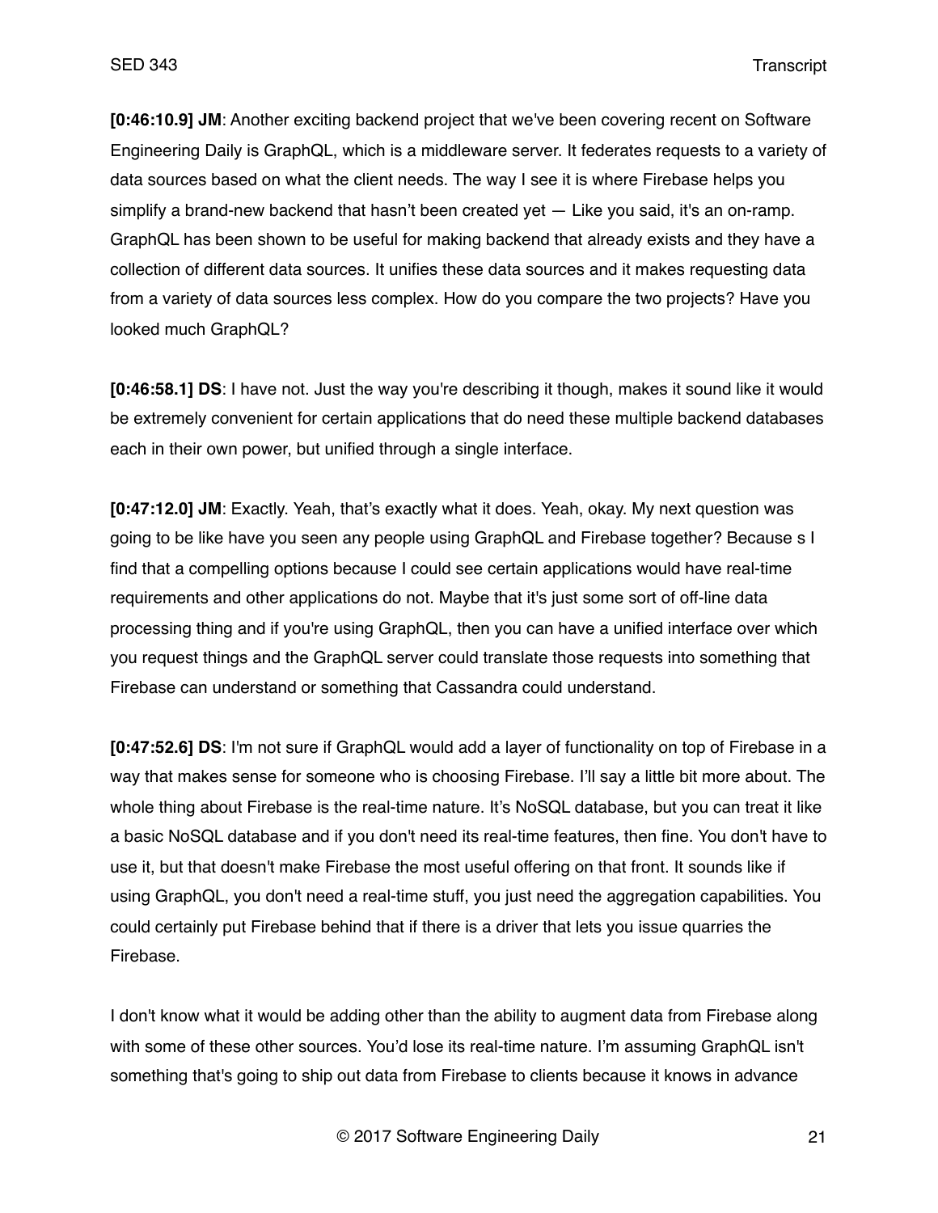**[0:46:10.9] JM**: Another exciting backend project that we've been covering recent on Software Engineering Daily is GraphQL, which is a middleware server. It federates requests to a variety of data sources based on what the client needs. The way I see it is where Firebase helps you simplify a brand-new backend that hasn't been created yet — Like you said, it's an on-ramp. GraphQL has been shown to be useful for making backend that already exists and they have a collection of different data sources. It unifies these data sources and it makes requesting data from a variety of data sources less complex. How do you compare the two projects? Have you looked much GraphQL?

**[0:46:58.1] DS**: I have not. Just the way you're describing it though, makes it sound like it would be extremely convenient for certain applications that do need these multiple backend databases each in their own power, but unified through a single interface.

**[0:47:12.0] JM**: Exactly. Yeah, that's exactly what it does. Yeah, okay. My next question was going to be like have you seen any people using GraphQL and Firebase together? Because s I find that a compelling options because I could see certain applications would have real-time requirements and other applications do not. Maybe that it's just some sort of off-line data processing thing and if you're using GraphQL, then you can have a unified interface over which you request things and the GraphQL server could translate those requests into something that Firebase can understand or something that Cassandra could understand.

**[0:47:52.6] DS**: I'm not sure if GraphQL would add a layer of functionality on top of Firebase in a way that makes sense for someone who is choosing Firebase. I'll say a little bit more about. The whole thing about Firebase is the real-time nature. It's NoSQL database, but you can treat it like a basic NoSQL database and if you don't need its real-time features, then fine. You don't have to use it, but that doesn't make Firebase the most useful offering on that front. It sounds like if using GraphQL, you don't need a real-time stuff, you just need the aggregation capabilities. You could certainly put Firebase behind that if there is a driver that lets you issue quarries the Firebase.

I don't know what it would be adding other than the ability to augment data from Firebase along with some of these other sources. You'd lose its real-time nature. I'm assuming GraphQL isn't something that's going to ship out data from Firebase to clients because it knows in advance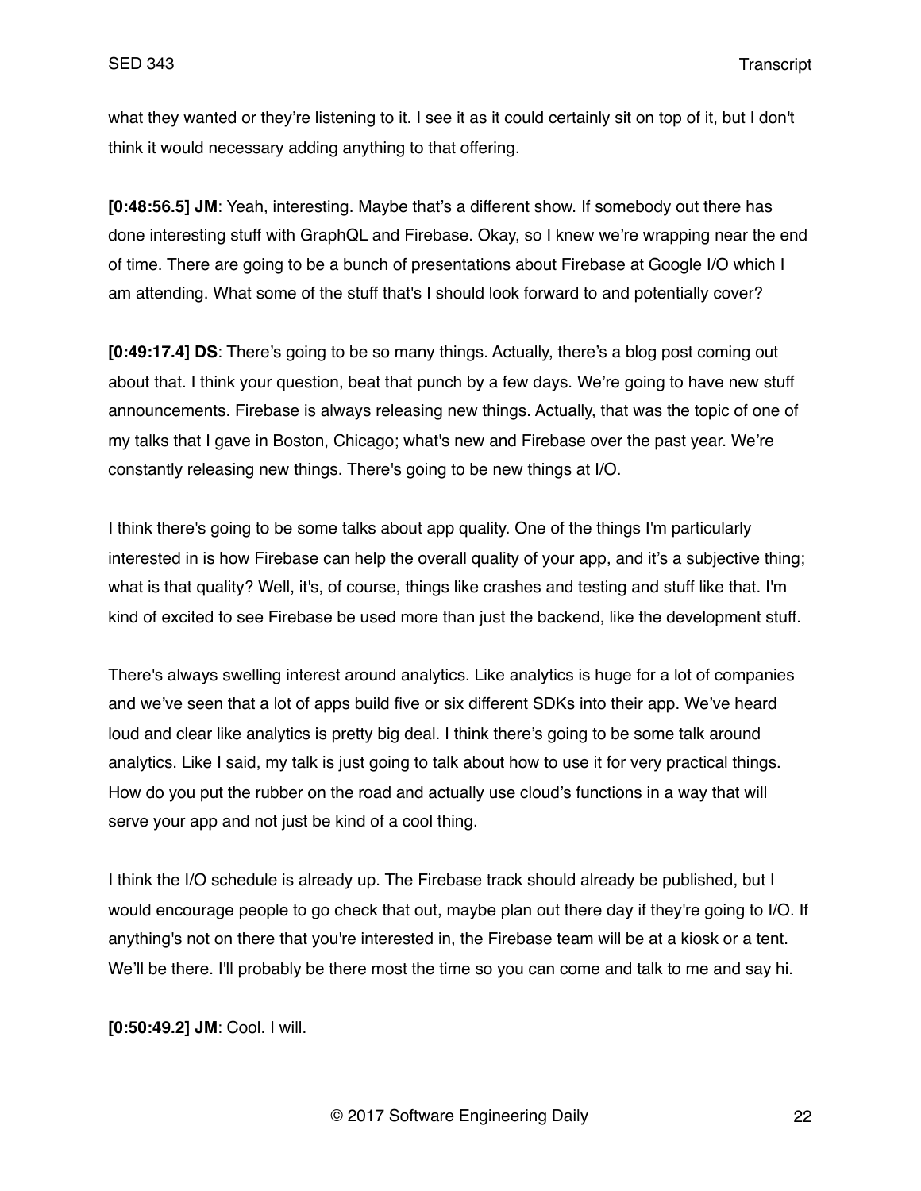what they wanted or they're listening to it. I see it as it could certainly sit on top of it, but I don't think it would necessary adding anything to that offering.

**[0:48:56.5] JM**: Yeah, interesting. Maybe that's a different show. If somebody out there has done interesting stuff with GraphQL and Firebase. Okay, so I knew we're wrapping near the end of time. There are going to be a bunch of presentations about Firebase at Google I/O which I am attending. What some of the stuff that's I should look forward to and potentially cover?

**[0:49:17.4] DS**: There's going to be so many things. Actually, there's a blog post coming out about that. I think your question, beat that punch by a few days. We're going to have new stuff announcements. Firebase is always releasing new things. Actually, that was the topic of one of my talks that I gave in Boston, Chicago; what's new and Firebase over the past year. We're constantly releasing new things. There's going to be new things at I/O.

I think there's going to be some talks about app quality. One of the things I'm particularly interested in is how Firebase can help the overall quality of your app, and it's a subjective thing; what is that quality? Well, it's, of course, things like crashes and testing and stuff like that. I'm kind of excited to see Firebase be used more than just the backend, like the development stuff.

There's always swelling interest around analytics. Like analytics is huge for a lot of companies and we've seen that a lot of apps build five or six different SDKs into their app. We've heard loud and clear like analytics is pretty big deal. I think there's going to be some talk around analytics. Like I said, my talk is just going to talk about how to use it for very practical things. How do you put the rubber on the road and actually use cloud's functions in a way that will serve your app and not just be kind of a cool thing.

I think the I/O schedule is already up. The Firebase track should already be published, but I would encourage people to go check that out, maybe plan out there day if they're going to I/O. If anything's not on there that you're interested in, the Firebase team will be at a kiosk or a tent. We'll be there. I'll probably be there most the time so you can come and talk to me and say hi.

**[0:50:49.2] JM**: Cool. I will.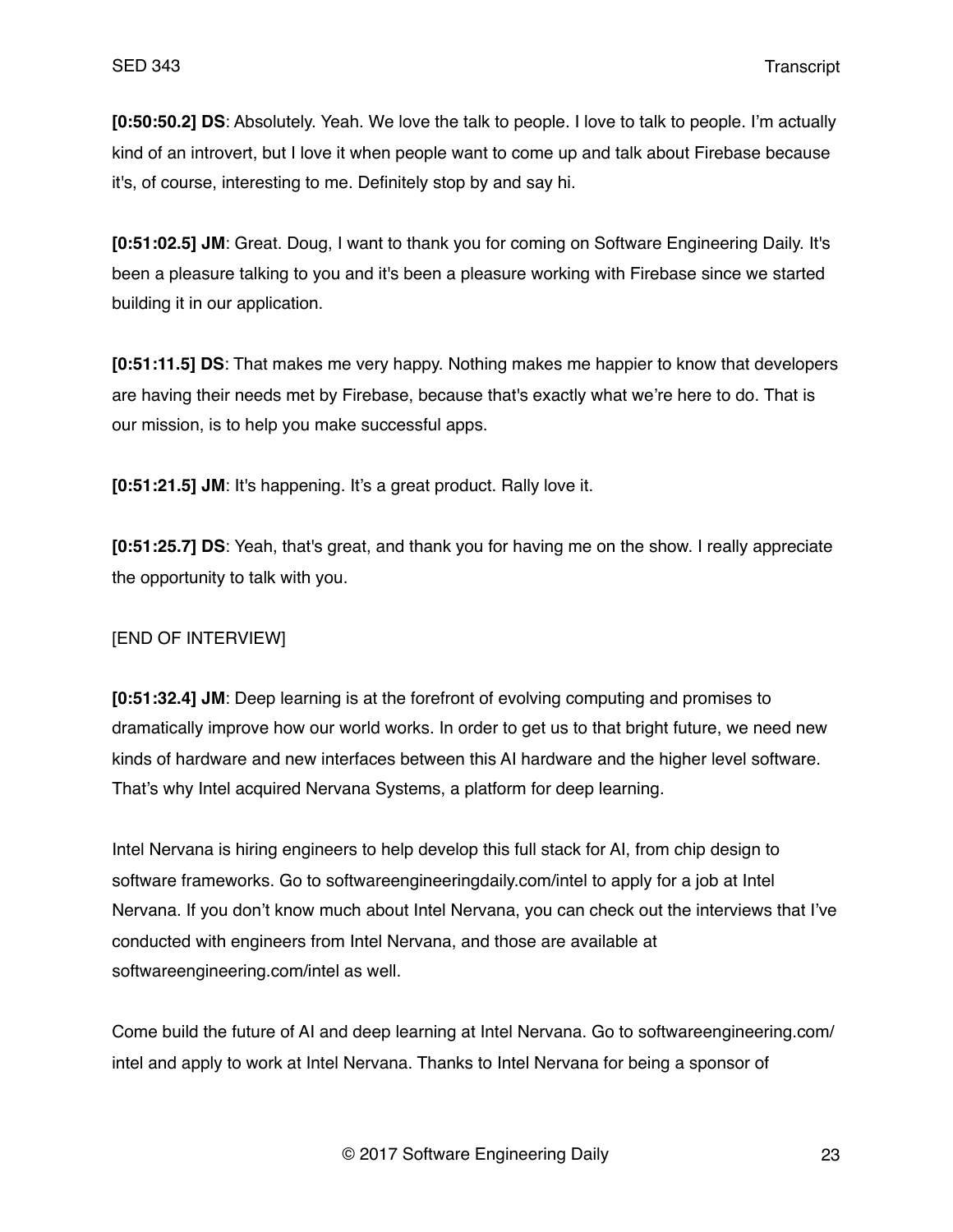**[0:50:50.2] DS**: Absolutely. Yeah. We love the talk to people. I love to talk to people. I'm actually kind of an introvert, but I love it when people want to come up and talk about Firebase because it's, of course, interesting to me. Definitely stop by and say hi.

**[0:51:02.5] JM**: Great. Doug, I want to thank you for coming on Software Engineering Daily. It's been a pleasure talking to you and it's been a pleasure working with Firebase since we started building it in our application.

**[0:51:11.5] DS**: That makes me very happy. Nothing makes me happier to know that developers are having their needs met by Firebase, because that's exactly what we're here to do. That is our mission, is to help you make successful apps.

**[0:51:21.5] JM**: It's happening. It's a great product. Rally love it.

**[0:51:25.7] DS**: Yeah, that's great, and thank you for having me on the show. I really appreciate the opportunity to talk with you.

[END OF INTERVIEW]

**[0:51:32.4] JM**: Deep learning is at the forefront of evolving computing and promises to dramatically improve how our world works. In order to get us to that bright future, we need new kinds of hardware and new interfaces between this AI hardware and the higher level software. That's why Intel acquired Nervana Systems, a platform for deep learning.

Intel Nervana is hiring engineers to help develop this full stack for AI, from chip design to software frameworks. Go to softwareengineeringdaily.com/intel to apply for a job at Intel Nervana. If you don't know much about Intel Nervana, you can check out the interviews that I've conducted with engineers from Intel Nervana, and those are available at softwareengineering.com/intel as well.

Come build the future of AI and deep learning at Intel Nervana. Go to softwareengineering.com/intel and apply to work at Intel Nervana. Thanks to Intel Nervana for being a sponsor of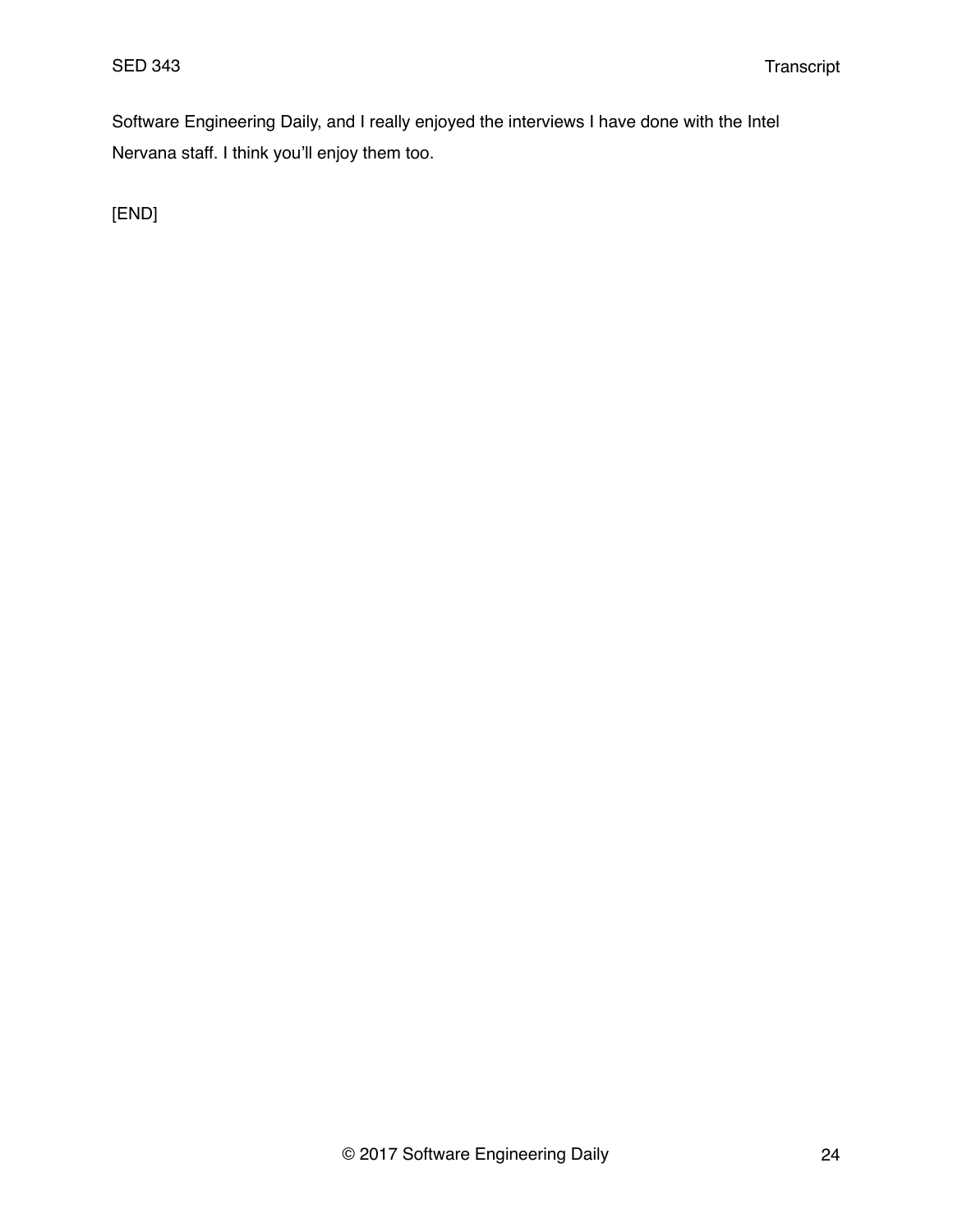Software Engineering Daily, and I really enjoyed the interviews I have done with the Intel Nervana staff. I think you'll enjoy them too.

[END]